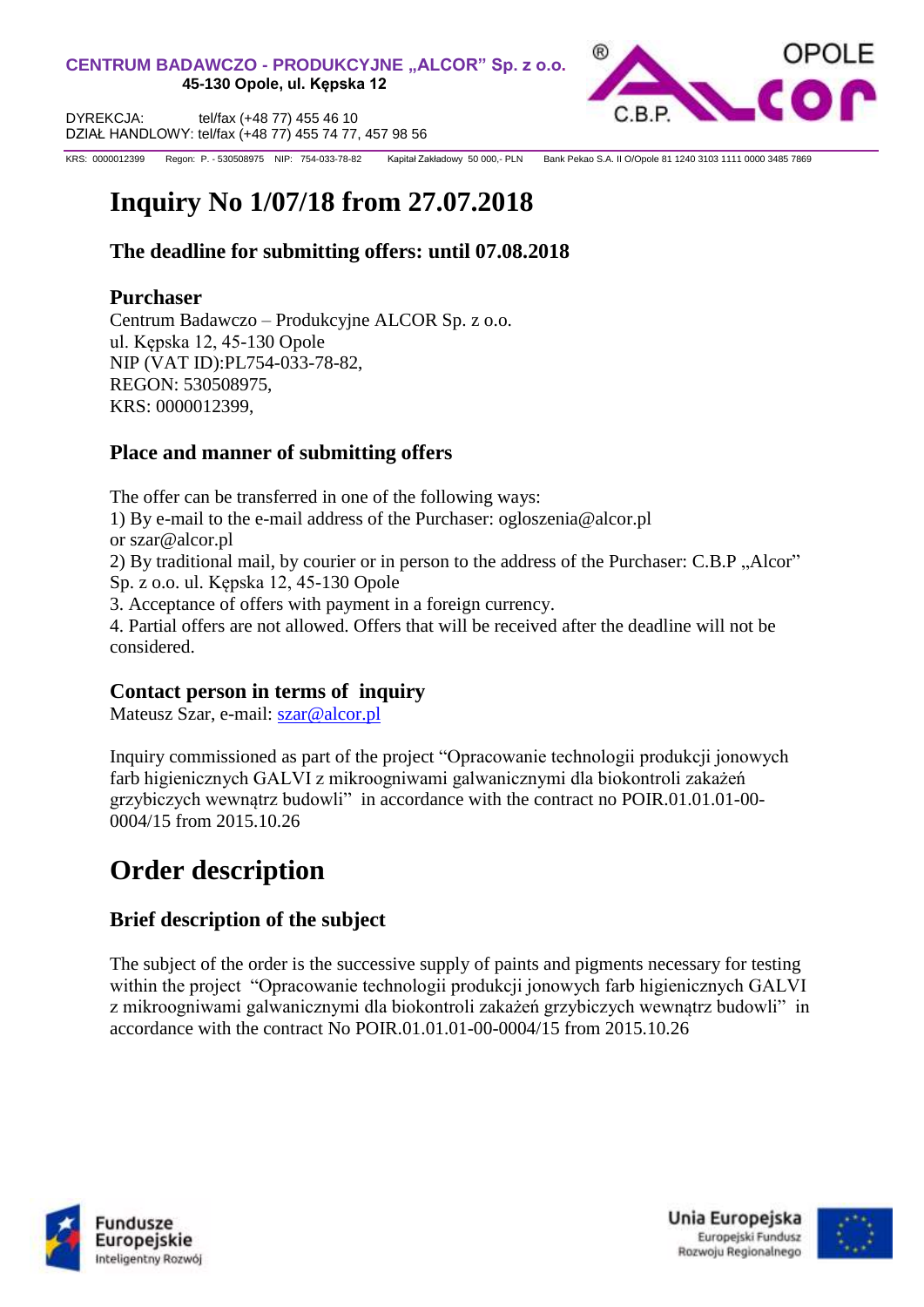**CENTRUM BADAWCZO - PRODUKCYJNE „ALCOR" Sp. z o.o.**
**45-130 Opole, ul. Kępska 12**

DYREKCJA: tel/fax (+48 77) 455 46 10
DZIAŁ HANDLOWY: tel/fax (+48 77) 455 74 77, 457 98 56

KRS: 0000012399 Regon: P. - 530508975 NIP: 754-033-78-82 Kapitał Zakładowy 50 000,- PLN Bank Pekao S.A. II O/Opole 81 1240 3103 1111 0000 3485 7869

# Inquiry No 1/07/18 from 27.07.2018

### The deadline for submitting offers: until 07.08.2018

### Purchaser

Centrum Badawczo – Produkcyjne ALCOR Sp. z o.o.
ul. Kępska 12, 45-130 Opole
NIP (VAT ID):PL754-033-78-82,
REGON: 530508975,
KRS: 0000012399,

### Place and manner of submitting offers

The offer can be transferred in one of the following ways:
1) By e-mail to the e-mail address of the Purchaser: ogloszenia@alcor.pl or szar@alcor.pl
2) By traditional mail, by courier or in person to the address of the Purchaser: C.B.P „Alcor" Sp. z o.o. ul. Kępska 12, 45-130 Opole
3. Acceptance of offers with payment in a foreign currency.
4. Partial offers are not allowed. Offers that will be received after the deadline will not be considered.

### Contact person in terms of inquiry

Mateusz Szar, e-mail: szar@alcor.pl

Inquiry commissioned as part of the project "Opracowanie technologii produkcji jonowych farb higienicznych GALVI z mikroogniwami galwanicznymi dla biokontroli zakażeń grzybiczych wewnątrz budowli" in accordance with the contract no POIR.01.01.01-00-0004/15 from 2015.10.26

## Order description

### Brief description of the subject

The subject of the order is the successive supply of paints and pigments necessary for testing within the project "Opracowanie technologii produkcji jonowych farb higienicznych GALVI z mikroogniwami galwanicznymi dla biokontroli zakażeń grzybiczych wewnątrz budowli" in accordance with the contract No POIR.01.01.01-00-0004/15 from 2015.10.26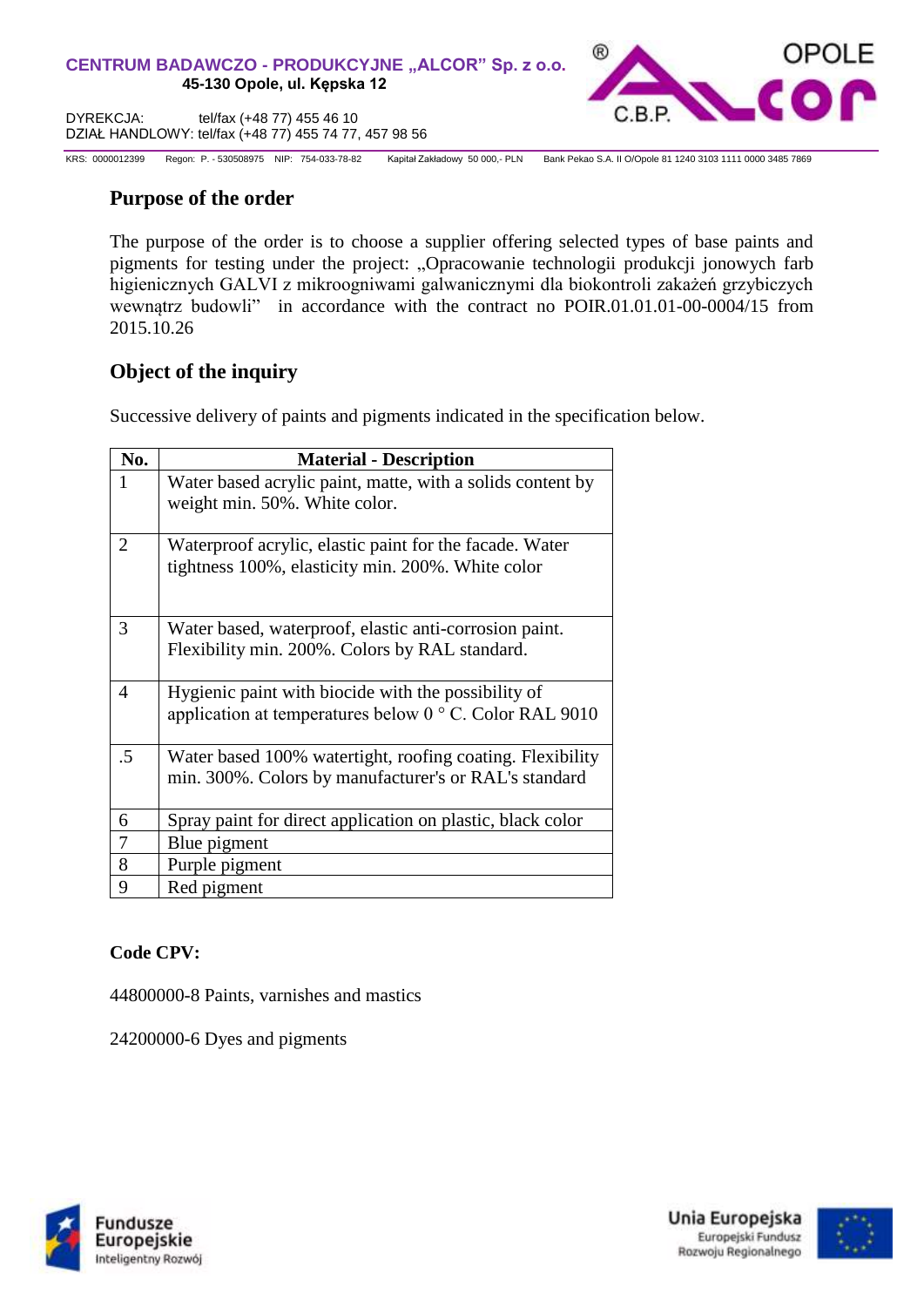## Purpose of the order

The purpose of the order is to choose a supplier offering selected types of base paints and pigments for testing under the project: „Opracowanie technologii produkcji jonowych farb higienicznych GALVI z mikroogniwami galwanicznymi dla biokontroli zakażeń grzybiczych wewnątrz budowli" in accordance with the contract no POIR.01.01.01-00-0004/15 from 2015.10.26

## Object of the inquiry

Successive delivery of paints and pigments indicated in the specification below.

| No. | Material - Description |
|---|---|
| 1 | Water based acrylic paint, matte, with a solids content by weight min. 50%. White color. |
| 2 | Waterproof acrylic, elastic paint for the facade. Water tightness 100%, elasticity min. 200%. White color |
| 3 | Water based, waterproof, elastic anti-corrosion paint. Flexibility min. 200%. Colors by RAL standard. |
| 4 | Hygienic paint with biocide with the possibility of application at temperatures below 0 ° C. Color RAL 9010 |
| .5 | Water based 100% watertight, roofing coating. Flexibility min. 300%. Colors by manufacturer's or RAL's standard |
| 6 | Spray paint for direct application on plastic, black color |
| 7 | Blue pigment |
| 8 | Purple pigment |
| 9 | Red pigment |

**Code CPV:**

44800000-8 Paints, varnishes and mastics

24200000-6 Dyes and pigments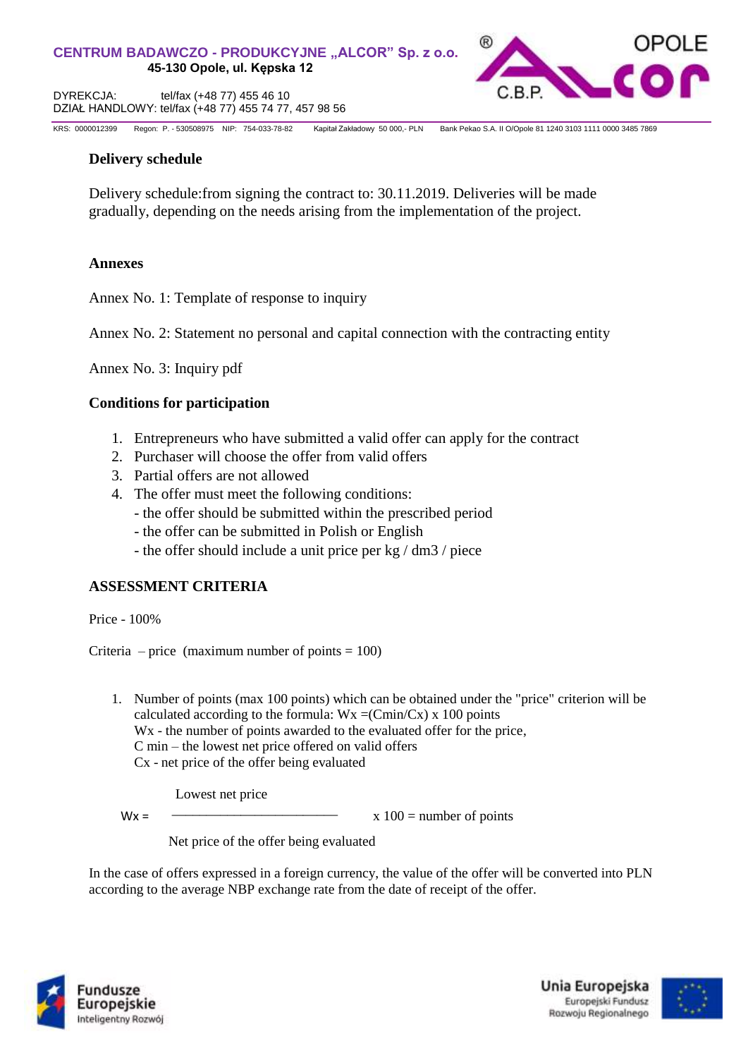**Delivery schedule**

Delivery schedule:from signing the contract to: 30.11.2019. Deliveries will be made gradually, depending on the needs arising from the implementation of the project.

**Annexes**

Annex No. 1: Template of response to inquiry

Annex No. 2: Statement no personal and capital connection with the contracting entity

Annex No. 3: Inquiry pdf

**Conditions for participation**

1. Entrepreneurs who have submitted a valid offer can apply for the contract
2. Purchaser will choose the offer from valid offers
3. Partial offers are not allowed
4. The offer must meet the following conditions:
   - the offer should be submitted within the prescribed period
   - the offer can be submitted in Polish or English
   - the offer should include a unit price per kg / dm3 / piece

**ASSESSMENT CRITERIA**

Price - 100%

Criteria – price (maximum number of points = 100)

1. Number of points (max 100 points) which can be obtained under the "price" criterion will be calculated according to the formula: $Wx = (Cmin/Cx) \times 100$ points
   Wx - the number of points awarded to the evaluated offer for the price,
   C min – the lowest net price offered on valid offers
   Cx - net price of the offer being evaluated

$$Wx = \frac{\text{Lowest net price}}{\text{Net price of the offer being evaluated}} \times 100 = \text{number of points}$$

In the case of offers expressed in a foreign currency, the value of the offer will be converted into PLN according to the average NBP exchange rate from the date of receipt of the offer.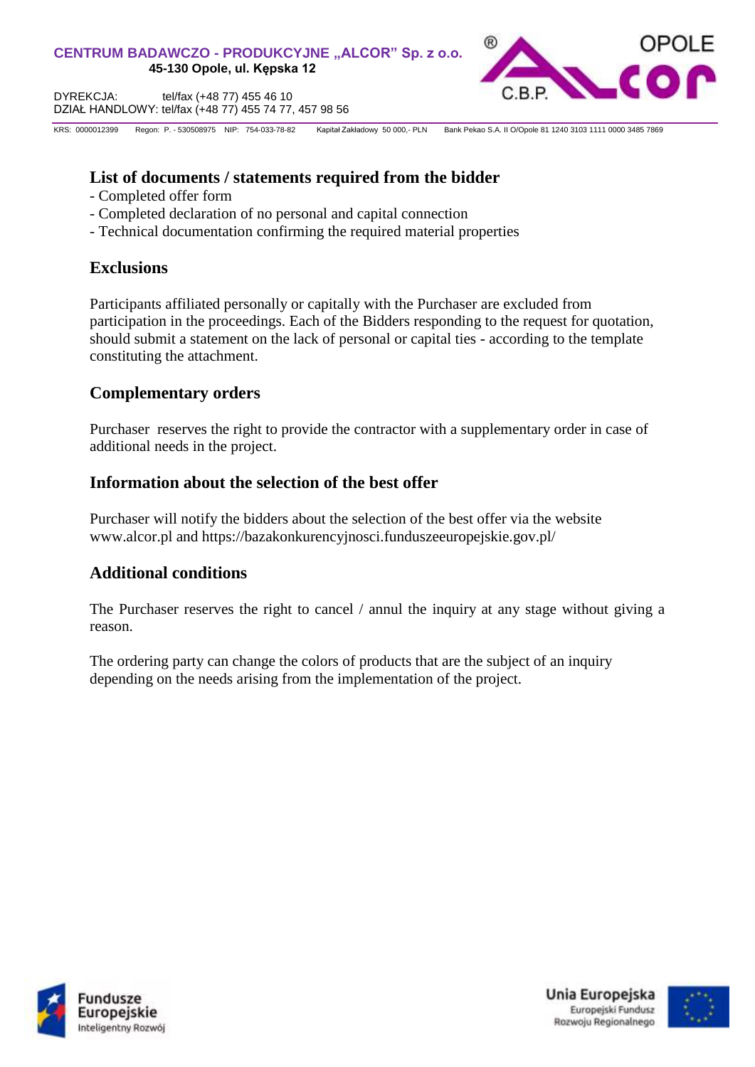## List of documents / statements required from the bidder

- Completed offer form
- Completed declaration of no personal and capital connection
- Technical documentation confirming the required material properties

## Exclusions

Participants affiliated personally or capitally with the Purchaser are excluded from participation in the proceedings. Each of the Bidders responding to the request for quotation, should submit a statement on the lack of personal or capital ties - according to the template constituting the attachment.

## Complementary orders

Purchaser reserves the right to provide the contractor with a supplementary order in case of additional needs in the project.

## Information about the selection of the best offer

Purchaser will notify the bidders about the selection of the best offer via the website www.alcor.pl and https://bazakonkurencyjnosci.funduszeeuropejskie.gov.pl/

## Additional conditions

The Purchaser reserves the right to cancel / annul the inquiry at any stage without giving a reason.

The ordering party can change the colors of products that are the subject of an inquiry depending on the needs arising from the implementation of the project.